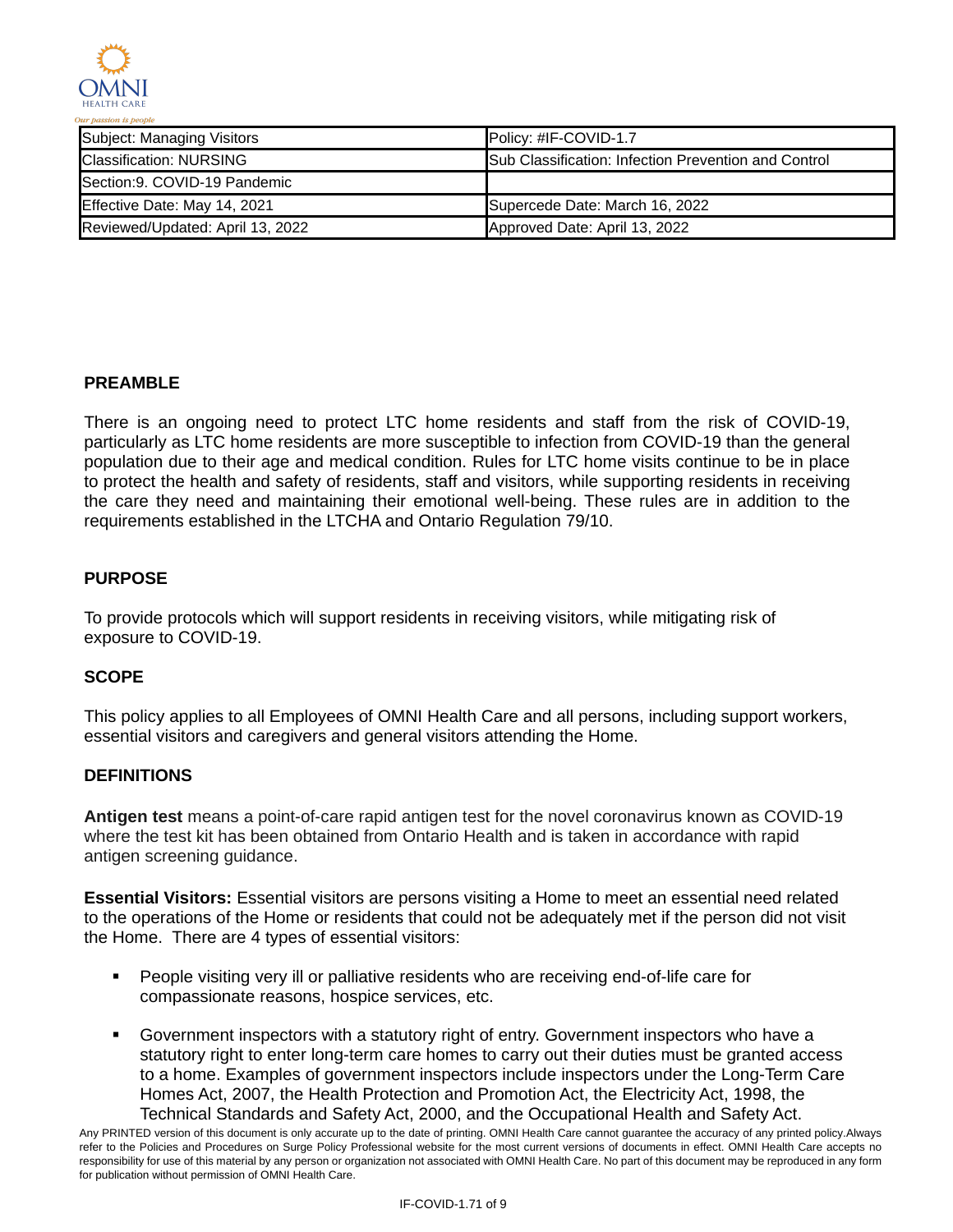OMNI HEALTH CARE

*Our passion is people*

| Subject: Managing Visitors | Policy: #IF-COVID-1.7 |
|---|---|
| Classification: NURSING | Sub Classification: Infection Prevention and Control |
| Section:9. COVID-19 Pandemic | |
| Effective Date: May 14, 2021 | Supercede Date: March 16, 2022 |
| Reviewed/Updated: April 13, 2022 | Approved Date: April 13, 2022 |

## PREAMBLE

There is an ongoing need to protect LTC home residents and staff from the risk of COVID-19, particularly as LTC home residents are more susceptible to infection from COVID-19 than the general population due to their age and medical condition. Rules for LTC home visits continue to be in place to protect the health and safety of residents, staff and visitors, while supporting residents in receiving the care they need and maintaining their emotional well-being. These rules are in addition to the requirements established in the LTCHA and Ontario Regulation 79/10.

## PURPOSE

To provide protocols which will support residents in receiving visitors, while mitigating risk of exposure to COVID-19.

## SCOPE

This policy applies to all Employees of OMNI Health Care and all persons, including support workers, essential visitors and caregivers and general visitors attending the Home.

## DEFINITIONS

**Antigen test** means a point-of-care rapid antigen test for the novel coronavirus known as COVID-19 where the test kit has been obtained from Ontario Health and is taken in accordance with rapid antigen screening guidance.

**Essential Visitors:** Essential visitors are persons visiting a Home to meet an essential need related to the operations of the Home or residents that could not be adequately met if the person did not visit the Home. There are 4 types of essential visitors:

- People visiting very ill or palliative residents who are receiving end-of-life care for compassionate reasons, hospice services, etc.
- Government inspectors with a statutory right of entry. Government inspectors who have a statutory right to enter long-term care homes to carry out their duties must be granted access to a home. Examples of government inspectors include inspectors under the Long-Term Care Homes Act, 2007, the Health Protection and Promotion Act, the Electricity Act, 1998, the Technical Standards and Safety Act, 2000, and the Occupational Health and Safety Act.

Any PRINTED version of this document is only accurate up to the date of printing. OMNI Health Care cannot guarantee the accuracy of any printed policy.Always refer to the Policies and Procedures on Surge Policy Professional website for the most current versions of documents in effect. OMNI Health Care accepts no responsibility for use of this material by any person or organization not associated with OMNI Health Care. No part of this document may be reproduced in any form for publication without permission of OMNI Health Care.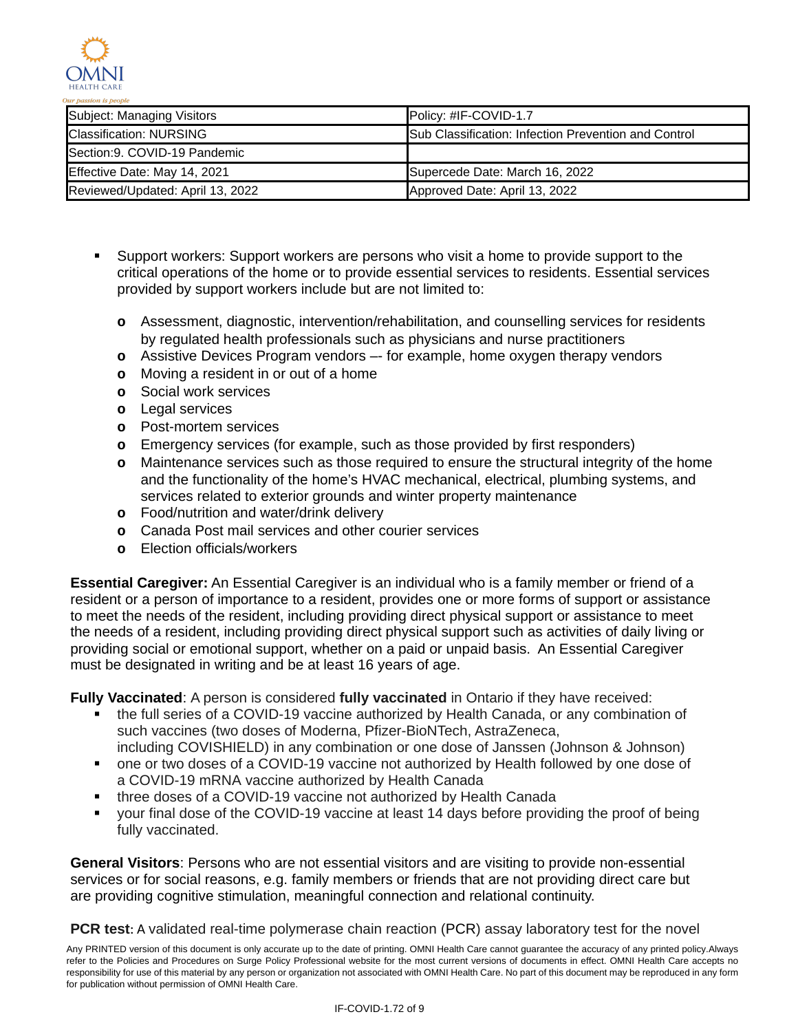| Subject: Managing Visitors | Policy: #IF-COVID-1.7 |
| --- | --- |
| Classification: NURSING | Sub Classification: Infection Prevention and Control |
| Section:9. COVID-19 Pandemic | |
| Effective Date: May 14, 2021 | Supercede Date: March 16, 2022 |
| Reviewed/Updated: April 13, 2022 | Approved Date: April 13, 2022 |

- Support workers: Support workers are persons who visit a home to provide support to the critical operations of the home or to provide essential services to residents. Essential services provided by support workers include but are not limited to:
  - Assessment, diagnostic, intervention/rehabilitation, and counselling services for residents by regulated health professionals such as physicians and nurse practitioners
  - Assistive Devices Program vendors –- for example, home oxygen therapy vendors
  - Moving a resident in or out of a home
  - Social work services
  - Legal services
  - Post-mortem services
  - Emergency services (for example, such as those provided by first responders)
  - Maintenance services such as those required to ensure the structural integrity of the home and the functionality of the home's HVAC mechanical, electrical, plumbing systems, and services related to exterior grounds and winter property maintenance
  - Food/nutrition and water/drink delivery
  - Canada Post mail services and other courier services
  - Election officials/workers

**Essential Caregiver:** An Essential Caregiver is an individual who is a family member or friend of a resident or a person of importance to a resident, provides one or more forms of support or assistance to meet the needs of the resident, including providing direct physical support or assistance to meet the needs of a resident, including providing direct physical support such as activities of daily living or providing social or emotional support, whether on a paid or unpaid basis. An Essential Caregiver must be designated in writing and be at least 16 years of age.

**Fully Vaccinated**: A person is considered **fully vaccinated** in Ontario if they have received:

- the full series of a COVID-19 vaccine authorized by Health Canada, or any combination of such vaccines (two doses of Moderna, Pfizer-BioNTech, AstraZeneca, including COVISHIELD) in any combination or one dose of Janssen (Johnson & Johnson)
- one or two doses of a COVID-19 vaccine not authorized by Health followed by one dose of a COVID-19 mRNA vaccine authorized by Health Canada
- three doses of a COVID-19 vaccine not authorized by Health Canada
- your final dose of the COVID-19 vaccine at least 14 days before providing the proof of being fully vaccinated.

**General Visitors**: Persons who are not essential visitors and are visiting to provide non-essential services or for social reasons, e.g. family members or friends that are not providing direct care but are providing cognitive stimulation, meaningful connection and relational continuity.

**PCR test:** A validated real-time polymerase chain reaction (PCR) assay laboratory test for the novel

Any PRINTED version of this document is only accurate up to the date of printing. OMNI Health Care cannot guarantee the accuracy of any printed policy. Always refer to the Policies and Procedures on Surge Policy Professional website for the most current versions of documents in effect. OMNI Health Care accepts no responsibility for use of this material by any person or organization not associated with OMNI Health Care. No part of this document may be reproduced in any form for publication without permission of OMNI Health Care.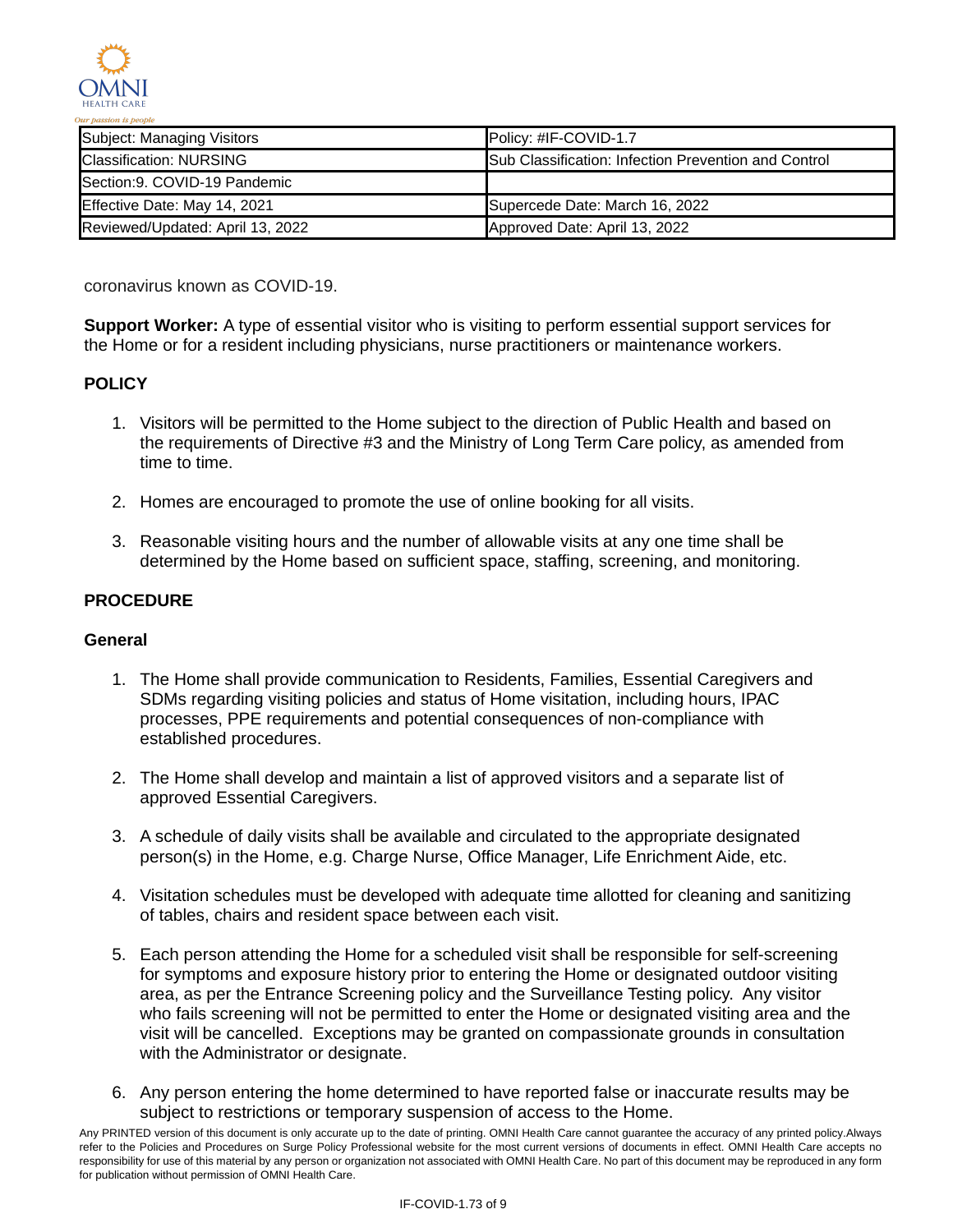| Subject: Managing Visitors | Policy: #IF-COVID-1.7 |
|---|---|
| Classification: NURSING | Sub Classification: Infection Prevention and Control |
| Section:9. COVID-19 Pandemic | |
| Effective Date: May 14, 2021 | Supercede Date: March 16, 2022 |
| Reviewed/Updated: April 13, 2022 | Approved Date: April 13, 2022 |

coronavirus known as COVID-19.

**Support Worker:** A type of essential visitor who is visiting to perform essential support services for the Home or for a resident including physicians, nurse practitioners or maintenance workers.

## POLICY

1. Visitors will be permitted to the Home subject to the direction of Public Health and based on the requirements of Directive #3 and the Ministry of Long Term Care policy, as amended from time to time.

2. Homes are encouraged to promote the use of online booking for all visits.

3. Reasonable visiting hours and the number of allowable visits at any one time shall be determined by the Home based on sufficient space, staffing, screening, and monitoring.

## PROCEDURE

### General

1. The Home shall provide communication to Residents, Families, Essential Caregivers and SDMs regarding visiting policies and status of Home visitation, including hours, IPAC processes, PPE requirements and potential consequences of non-compliance with established procedures.

2. The Home shall develop and maintain a list of approved visitors and a separate list of approved Essential Caregivers.

3. A schedule of daily visits shall be available and circulated to the appropriate designated person(s) in the Home, e.g. Charge Nurse, Office Manager, Life Enrichment Aide, etc.

4. Visitation schedules must be developed with adequate time allotted for cleaning and sanitizing of tables, chairs and resident space between each visit.

5. Each person attending the Home for a scheduled visit shall be responsible for self-screening for symptoms and exposure history prior to entering the Home or designated outdoor visiting area, as per the Entrance Screening policy and the Surveillance Testing policy. Any visitor who fails screening will not be permitted to enter the Home or designated visiting area and the visit will be cancelled. Exceptions may be granted on compassionate grounds in consultation with the Administrator or designate.

6. Any person entering the home determined to have reported false or inaccurate results may be subject to restrictions or temporary suspension of access to the Home.

Any PRINTED version of this document is only accurate up to the date of printing. OMNI Health Care cannot guarantee the accuracy of any printed policy. Always refer to the Policies and Procedures on Surge Policy Professional website for the most current versions of documents in effect. OMNI Health Care accepts no responsibility for use of this material by any person or organization not associated with OMNI Health Care. No part of this document may be reproduced in any form for publication without permission of OMNI Health Care.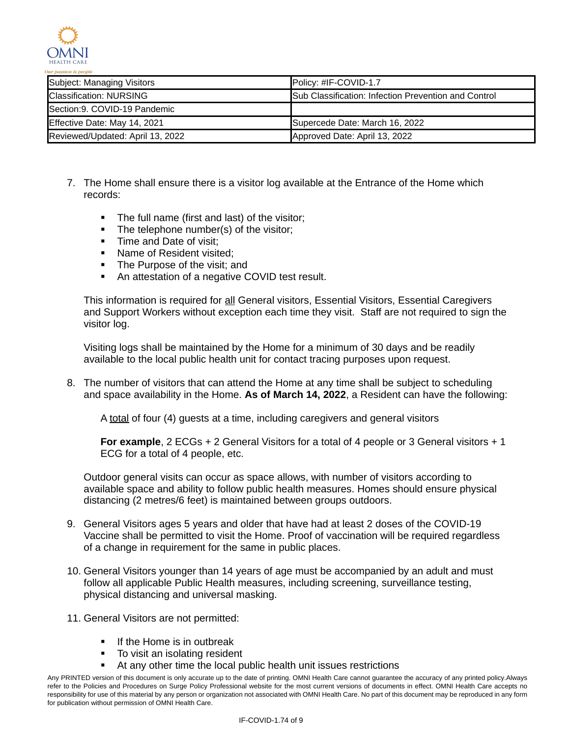| Subject: Managing Visitors | Policy: #IF-COVID-1.7 |
| --- | --- |
| Classification: NURSING | Sub Classification: Infection Prevention and Control |
| Section:9. COVID-19 Pandemic | |
| Effective Date: May 14, 2021 | Supercede Date: March 16, 2022 |
| Reviewed/Updated: April 13, 2022 | Approved Date: April 13, 2022 |

7. The Home shall ensure there is a visitor log available at the Entrance of the Home which records:

   - The full name (first and last) of the visitor;
   - The telephone number(s) of the visitor;
   - Time and Date of visit;
   - Name of Resident visited;
   - The Purpose of the visit; and
   - An attestation of a negative COVID test result.

   This information is required for all General visitors, Essential Visitors, Essential Caregivers and Support Workers without exception each time they visit. Staff are not required to sign the visitor log.

   Visiting logs shall be maintained by the Home for a minimum of 30 days and be readily available to the local public health unit for contact tracing purposes upon request.

8. The number of visitors that can attend the Home at any time shall be subject to scheduling and space availability in the Home. **As of March 14, 2022**, a Resident can have the following:

   A total of four (4) guests at a time, including caregivers and general visitors

   **For example**, 2 ECGs + 2 General Visitors for a total of 4 people or 3 General visitors + 1 ECG for a total of 4 people, etc.

   Outdoor general visits can occur as space allows, with number of visitors according to available space and ability to follow public health measures. Homes should ensure physical distancing (2 metres/6 feet) is maintained between groups outdoors.

9. General Visitors ages 5 years and older that have had at least 2 doses of the COVID-19 Vaccine shall be permitted to visit the Home. Proof of vaccination will be required regardless of a change in requirement for the same in public places.

10. General Visitors younger than 14 years of age must be accompanied by an adult and must follow all applicable Public Health measures, including screening, surveillance testing, physical distancing and universal masking.

11. General Visitors are not permitted:

    - If the Home is in outbreak
    - To visit an isolating resident
    - At any other time the local public health unit issues restrictions

Any PRINTED version of this document is only accurate up to the date of printing. OMNI Health Care cannot guarantee the accuracy of any printed policy.Always refer to the Policies and Procedures on Surge Policy Professional website for the most current versions of documents in effect. OMNI Health Care accepts no responsibility for use of this material by any person or organization not associated with OMNI Health Care. No part of this document may be reproduced in any form for publication without permission of OMNI Health Care.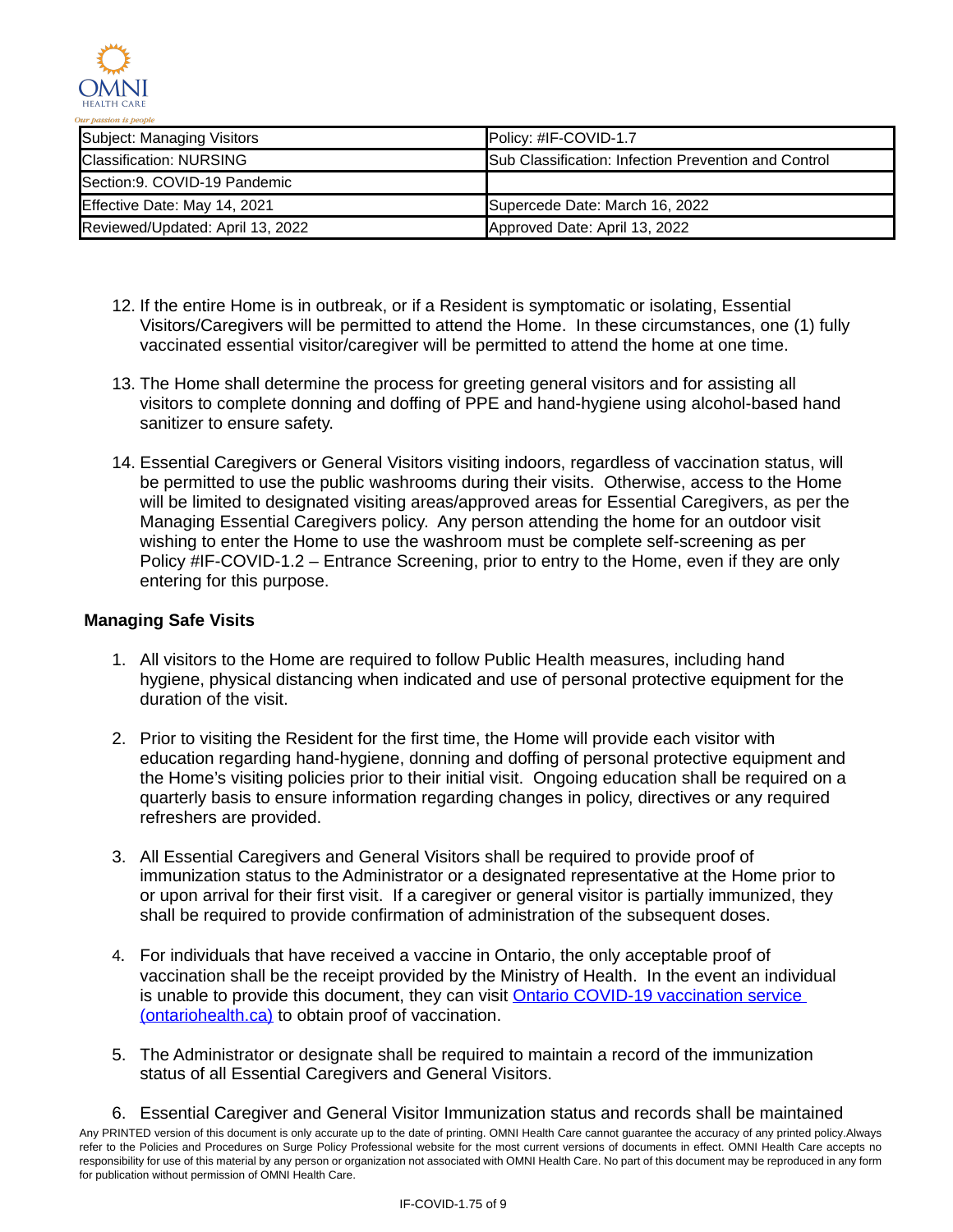| Subject: Managing Visitors | Policy: #IF-COVID-1.7 |
| --- | --- |
| Classification: NURSING | Sub Classification: Infection Prevention and Control |
| Section:9. COVID-19 Pandemic | |
| Effective Date: May 14, 2021 | Supercede Date: March 16, 2022 |
| Reviewed/Updated: April 13, 2022 | Approved Date: April 13, 2022 |

12. If the entire Home is in outbreak, or if a Resident is symptomatic or isolating, Essential Visitors/Caregivers will be permitted to attend the Home. In these circumstances, one (1) fully vaccinated essential visitor/caregiver will be permitted to attend the home at one time.

13. The Home shall determine the process for greeting general visitors and for assisting all visitors to complete donning and doffing of PPE and hand-hygiene using alcohol-based hand sanitizer to ensure safety.

14. Essential Caregivers or General Visitors visiting indoors, regardless of vaccination status, will be permitted to use the public washrooms during their visits. Otherwise, access to the Home will be limited to designated visiting areas/approved areas for Essential Caregivers, as per the Managing Essential Caregivers policy. Any person attending the home for an outdoor visit wishing to enter the Home to use the washroom must be complete self-screening as per Policy #IF-COVID-1.2 – Entrance Screening, prior to entry to the Home, even if they are only entering for this purpose.

**Managing Safe Visits**

1. All visitors to the Home are required to follow Public Health measures, including hand hygiene, physical distancing when indicated and use of personal protective equipment for the duration of the visit.

2. Prior to visiting the Resident for the first time, the Home will provide each visitor with education regarding hand-hygiene, donning and doffing of personal protective equipment and the Home's visiting policies prior to their initial visit. Ongoing education shall be required on a quarterly basis to ensure information regarding changes in policy, directives or any required refreshers are provided.

3. All Essential Caregivers and General Visitors shall be required to provide proof of immunization status to the Administrator or a designated representative at the Home prior to or upon arrival for their first visit. If a caregiver or general visitor is partially immunized, they shall be required to provide confirmation of administration of the subsequent doses.

4. For individuals that have received a vaccine in Ontario, the only acceptable proof of vaccination shall be the receipt provided by the Ministry of Health. In the event an individual is unable to provide this document, they can visit [Ontario COVID-19 vaccination service (ontariohealth.ca)]() to obtain proof of vaccination.

5. The Administrator or designate shall be required to maintain a record of the immunization status of all Essential Caregivers and General Visitors.

6. Essential Caregiver and General Visitor Immunization status and records shall be maintained

Any PRINTED version of this document is only accurate up to the date of printing. OMNI Health Care cannot guarantee the accuracy of any printed policy. Always refer to the Policies and Procedures on Surge Policy Professional website for the most current versions of documents in effect. OMNI Health Care accepts no responsibility for use of this material by any person or organization not associated with OMNI Health Care. No part of this document may be reproduced in any form for publication without permission of OMNI Health Care.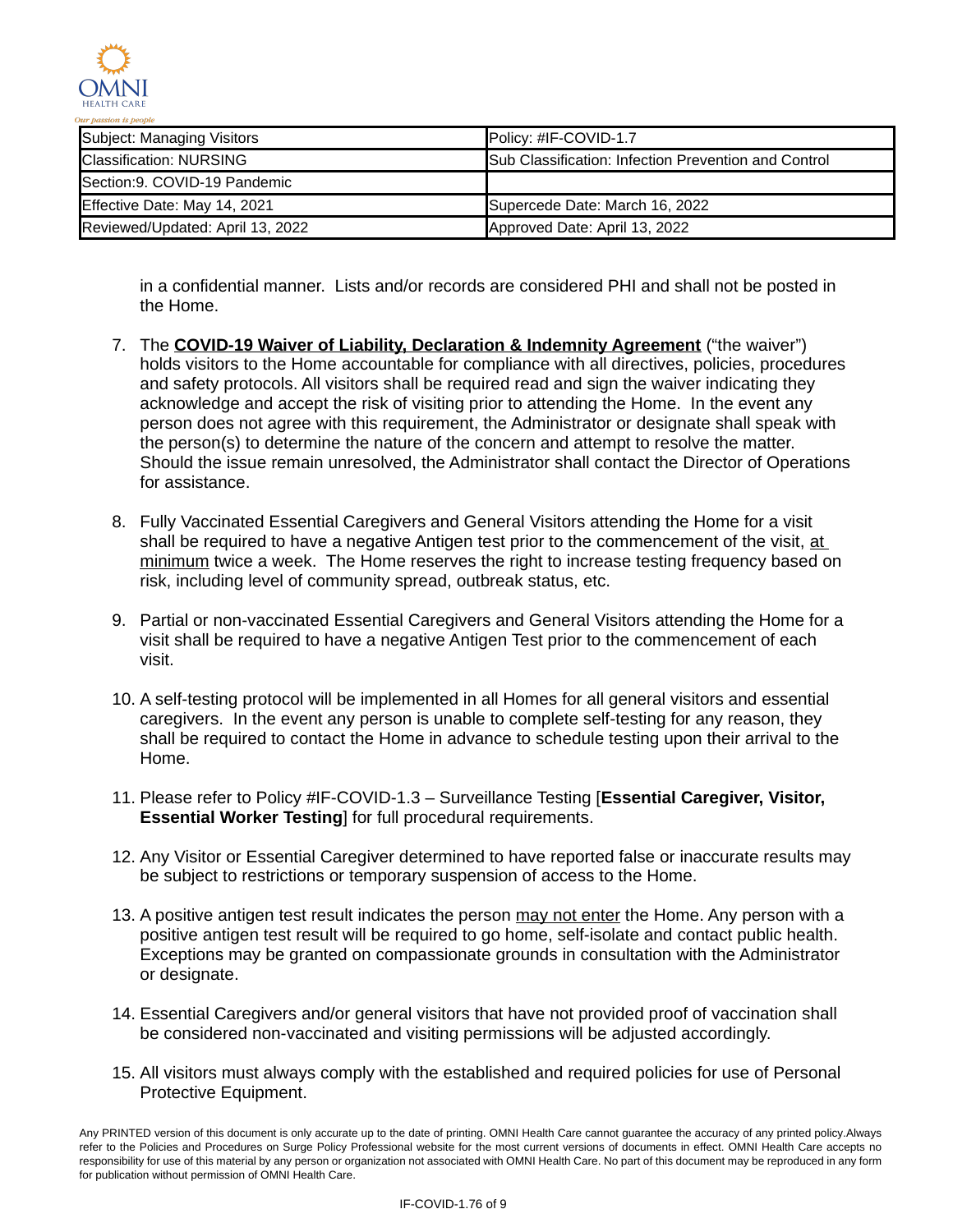| Subject: Managing Visitors | Policy: #IF-COVID-1.7 |
| --- | --- |
| Classification: NURSING | Sub Classification: Infection Prevention and Control |
| Section:9. COVID-19 Pandemic | |
| Effective Date: May 14, 2021 | Supercede Date: March 16, 2022 |
| Reviewed/Updated: April 13, 2022 | Approved Date: April 13, 2022 |

in a confidential manner. Lists and/or records are considered PHI and shall not be posted in the Home.

7. The **COVID-19 Waiver of Liability, Declaration & Indemnity Agreement** ("the waiver") holds visitors to the Home accountable for compliance with all directives, policies, procedures and safety protocols. All visitors shall be required read and sign the waiver indicating they acknowledge and accept the risk of visiting prior to attending the Home. In the event any person does not agree with this requirement, the Administrator or designate shall speak with the person(s) to determine the nature of the concern and attempt to resolve the matter. Should the issue remain unresolved, the Administrator shall contact the Director of Operations for assistance.

8. Fully Vaccinated Essential Caregivers and General Visitors attending the Home for a visit shall be required to have a negative Antigen test prior to the commencement of the visit, at minimum twice a week. The Home reserves the right to increase testing frequency based on risk, including level of community spread, outbreak status, etc.

9. Partial or non-vaccinated Essential Caregivers and General Visitors attending the Home for a visit shall be required to have a negative Antigen Test prior to the commencement of each visit.

10. A self-testing protocol will be implemented in all Homes for all general visitors and essential caregivers. In the event any person is unable to complete self-testing for any reason, they shall be required to contact the Home in advance to schedule testing upon their arrival to the Home.

11. Please refer to Policy #IF-COVID-1.3 – Surveillance Testing [**Essential Caregiver, Visitor, Essential Worker Testing**] for full procedural requirements.

12. Any Visitor or Essential Caregiver determined to have reported false or inaccurate results may be subject to restrictions or temporary suspension of access to the Home.

13. A positive antigen test result indicates the person may not enter the Home. Any person with a positive antigen test result will be required to go home, self-isolate and contact public health. Exceptions may be granted on compassionate grounds in consultation with the Administrator or designate.

14. Essential Caregivers and/or general visitors that have not provided proof of vaccination shall be considered non-vaccinated and visiting permissions will be adjusted accordingly.

15. All visitors must always comply with the established and required policies for use of Personal Protective Equipment.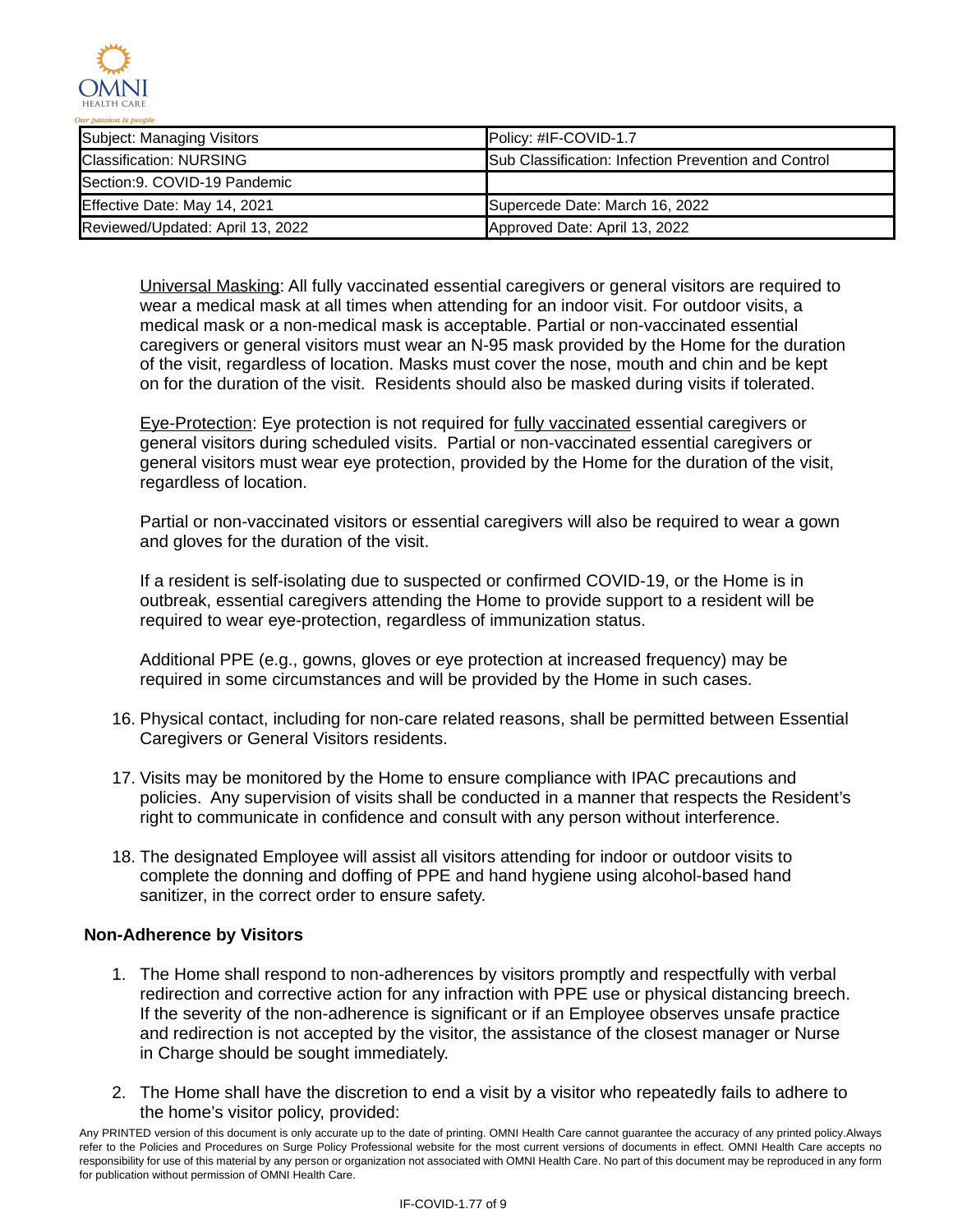| Subject: Managing Visitors | Policy: #IF-COVID-1.7 |
|---|---|
| Classification: NURSING | Sub Classification: Infection Prevention and Control |
| Section:9. COVID-19 Pandemic | |
| Effective Date: May 14, 2021 | Supercede Date: March 16, 2022 |
| Reviewed/Updated: April 13, 2022 | Approved Date: April 13, 2022 |

Universal Masking: All fully vaccinated essential caregivers or general visitors are required to wear a medical mask at all times when attending for an indoor visit. For outdoor visits, a medical mask or a non-medical mask is acceptable. Partial or non-vaccinated essential caregivers or general visitors must wear an N-95 mask provided by the Home for the duration of the visit, regardless of location. Masks must cover the nose, mouth and chin and be kept on for the duration of the visit. Residents should also be masked during visits if tolerated.

Eye-Protection: Eye protection is not required for fully vaccinated essential caregivers or general visitors during scheduled visits. Partial or non-vaccinated essential caregivers or general visitors must wear eye protection, provided by the Home for the duration of the visit, regardless of location.

Partial or non-vaccinated visitors or essential caregivers will also be required to wear a gown and gloves for the duration of the visit.

If a resident is self-isolating due to suspected or confirmed COVID-19, or the Home is in outbreak, essential caregivers attending the Home to provide support to a resident will be required to wear eye-protection, regardless of immunization status.

Additional PPE (e.g., gowns, gloves or eye protection at increased frequency) may be required in some circumstances and will be provided by the Home in such cases.

16. Physical contact, including for non-care related reasons, shall be permitted between Essential Caregivers or General Visitors residents.
17. Visits may be monitored by the Home to ensure compliance with IPAC precautions and policies. Any supervision of visits shall be conducted in a manner that respects the Resident's right to communicate in confidence and consult with any person without interference.
18. The designated Employee will assist all visitors attending for indoor or outdoor visits to complete the donning and doffing of PPE and hand hygiene using alcohol-based hand sanitizer, in the correct order to ensure safety.

**Non-Adherence by Visitors**

1. The Home shall respond to non-adherences by visitors promptly and respectfully with verbal redirection and corrective action for any infraction with PPE use or physical distancing breech. If the severity of the non-adherence is significant or if an Employee observes unsafe practice and redirection is not accepted by the visitor, the assistance of the closest manager or Nurse in Charge should be sought immediately.
2. The Home shall have the discretion to end a visit by a visitor who repeatedly fails to adhere to the home's visitor policy, provided:

Any PRINTED version of this document is only accurate up to the date of printing. OMNI Health Care cannot guarantee the accuracy of any printed policy.Always refer to the Policies and Procedures on Surge Policy Professional website for the most current versions of documents in effect. OMNI Health Care accepts no responsibility for use of this material by any person or organization not associated with OMNI Health Care. No part of this document may be reproduced in any form for publication without permission of OMNI Health Care.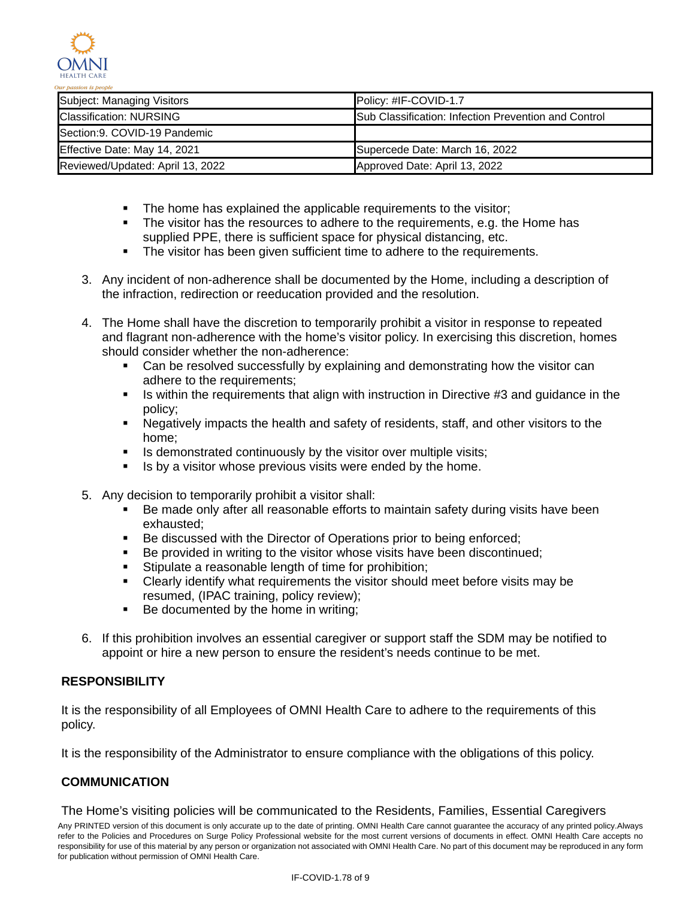| Subject: Managing Visitors | Policy: #IF-COVID-1.7 |
| --- | --- |
| Classification: NURSING | Sub Classification: Infection Prevention and Control |
| Section:9. COVID-19 Pandemic | |
| Effective Date: May 14, 2021 | Supercede Date: March 16, 2022 |
| Reviewed/Updated: April 13, 2022 | Approved Date: April 13, 2022 |

- The home has explained the applicable requirements to the visitor;
- The visitor has the resources to adhere to the requirements, e.g. the Home has supplied PPE, there is sufficient space for physical distancing, etc.
- The visitor has been given sufficient time to adhere to the requirements.

3. Any incident of non-adherence shall be documented by the Home, including a description of the infraction, redirection or reeducation provided and the resolution.

4. The Home shall have the discretion to temporarily prohibit a visitor in response to repeated and flagrant non-adherence with the home's visitor policy. In exercising this discretion, homes should consider whether the non-adherence:
   - Can be resolved successfully by explaining and demonstrating how the visitor can adhere to the requirements;
   - Is within the requirements that align with instruction in Directive #3 and guidance in the policy;
   - Negatively impacts the health and safety of residents, staff, and other visitors to the home;
   - Is demonstrated continuously by the visitor over multiple visits;
   - Is by a visitor whose previous visits were ended by the home.

5. Any decision to temporarily prohibit a visitor shall:
   - Be made only after all reasonable efforts to maintain safety during visits have been exhausted;
   - Be discussed with the Director of Operations prior to being enforced;
   - Be provided in writing to the visitor whose visits have been discontinued;
   - Stipulate a reasonable length of time for prohibition;
   - Clearly identify what requirements the visitor should meet before visits may be resumed, (IPAC training, policy review);
   - Be documented by the home in writing;

6. If this prohibition involves an essential caregiver or support staff the SDM may be notified to appoint or hire a new person to ensure the resident's needs continue to be met.

## RESPONSIBILITY

It is the responsibility of all Employees of OMNI Health Care to adhere to the requirements of this policy.

It is the responsibility of the Administrator to ensure compliance with the obligations of this policy.

## COMMUNICATION

The Home's visiting policies will be communicated to the Residents, Families, Essential Caregivers

Any PRINTED version of this document is only accurate up to the date of printing. OMNI Health Care cannot guarantee the accuracy of any printed policy.Always refer to the Policies and Procedures on Surge Policy Professional website for the most current versions of documents in effect. OMNI Health Care accepts no responsibility for use of this material by any person or organization not associated with OMNI Health Care. No part of this document may be reproduced in any form for publication without permission of OMNI Health Care.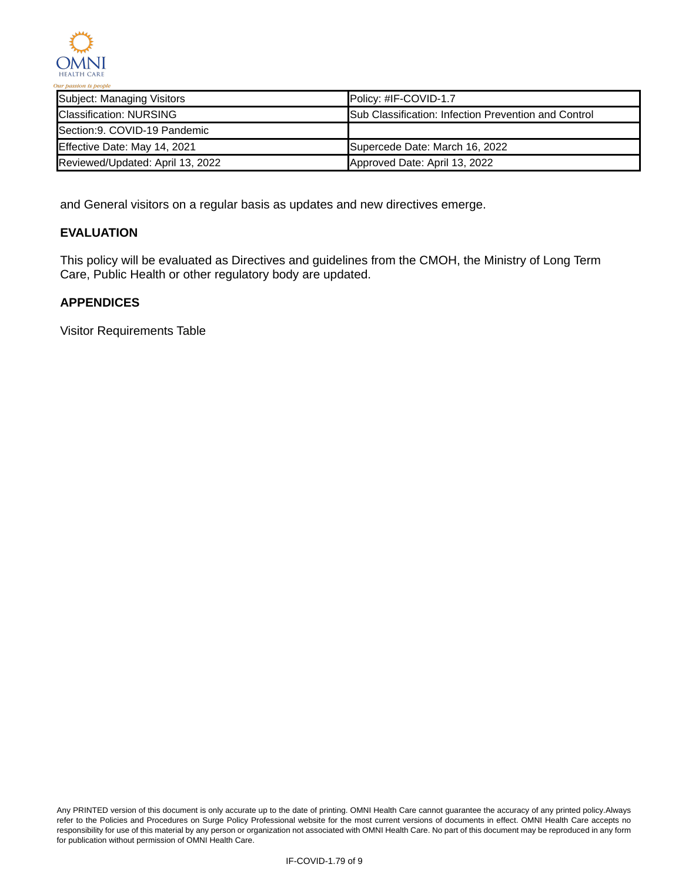and General visitors on a regular basis as updates and new directives emerge.

## EVALUATION

This policy will be evaluated as Directives and guidelines from the CMOH, the Ministry of Long Term Care, Public Health or other regulatory body are updated.

## APPENDICES

Visitor Requirements Table